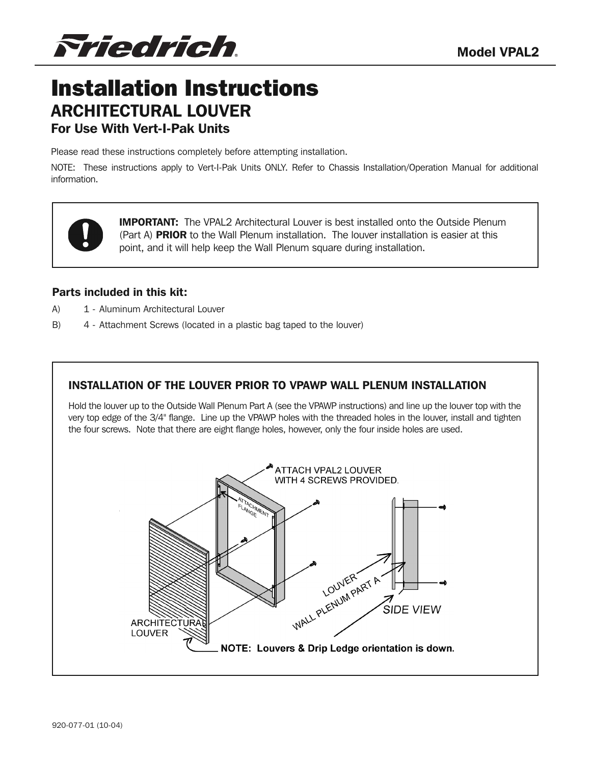# Friedrich

**Model VPAL2**

# Installation Instructions

## ARCHITECTURAL LOUVER

### For Use With Vert-I-Pak Units

Please read these instructions completely before attempting installation.

NOTE: These instructions apply to Vert-I-Pak Units ONLY. Refer to Chassis Installation/Operation Manual for additional information.

**IMPORTANT:** The VPAL2 Architectural Louver is best installed onto the Outside Plenum (Part A) **PRIOR** to the Wall Plenum installation. The louver installation is easier at this point, and it will help keep the Wall Plenum square during installation.

### Parts included in this kit:

A) 1 - Aluminum Architectural Louver

B) 4 - Attachment Screws (located in a plastic bag taped to the louver)

### INSTALLATION OF THE LOUVER PRIOR TO VPAWP WALL PLENUM INSTALLATION

Hold the louver up to the Outside Wall Plenum Part A (see the VPAWP instructions) and line up the louver top with the very top edge of the 3/4" flange. Line up the VPAWP holes with the threaded holes in the louver, install and tighten the four screws. Note that there are eight flange holes, however, only the four inside holes are used.

ATTACH VPAL2 LOUVER WITH 4 SCREWS PROVIDED.

ATTACHMENT FLANGE

ARCHITECTURAL LOUVER

LOUVER

WALL PLENUM PART A

SIDE VIEW

**NOTE: Louvers & Drip Ledge orientation is down.**

920-077-01 (10-04)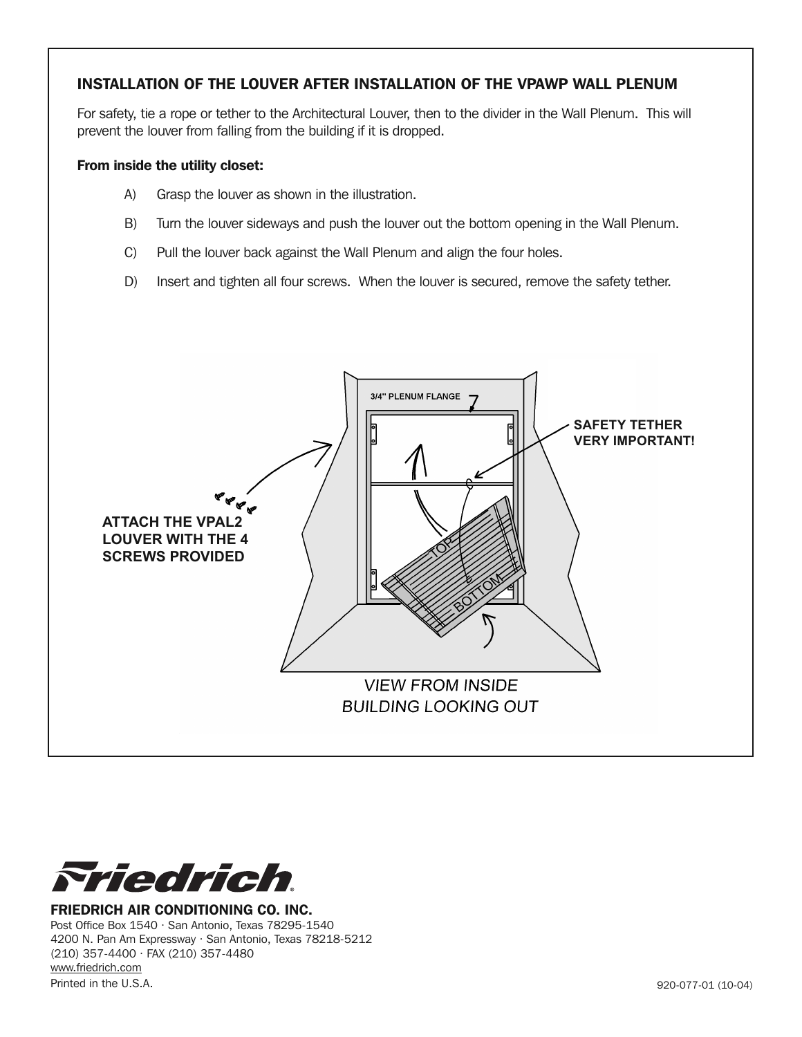## INSTALLATION OF THE LOUVER AFTER INSTALLATION OF THE VPAWP WALL PLENUM

For safety, tie a rope or tether to the Architectural Louver, then to the divider in the Wall Plenum. This will prevent the louver from falling from the building if it is dropped.

**From inside the utility closet:**

A) Grasp the louver as shown in the illustration.

B) Turn the louver sideways and push the louver out the bottom opening in the Wall Plenum.

C) Pull the louver back against the Wall Plenum and align the four holes.

D) Insert and tighten all four screws. When the louver is secured, remove the safety tether.

3/4" PLENUM FLANGE

SAFETY TETHER
VERY IMPORTANT!

ATTACH THE VPAL2
LOUVER WITH THE 4
SCREWS PROVIDED

TOP

BOTTOM

VIEW FROM INSIDE
BUILDING LOOKING OUT

**Friedrich**

**FRIEDRICH AIR CONDITIONING CO. INC.**
Post Office Box 1540 · San Antonio, Texas 78295-1540
4200 N. Pan Am Expressway · San Antonio, Texas 78218-5212
(210) 357-4400 · FAX (210) 357-4480
www.friedrich.com
Printed in the U.S.A.

920-077-01 (10-04)